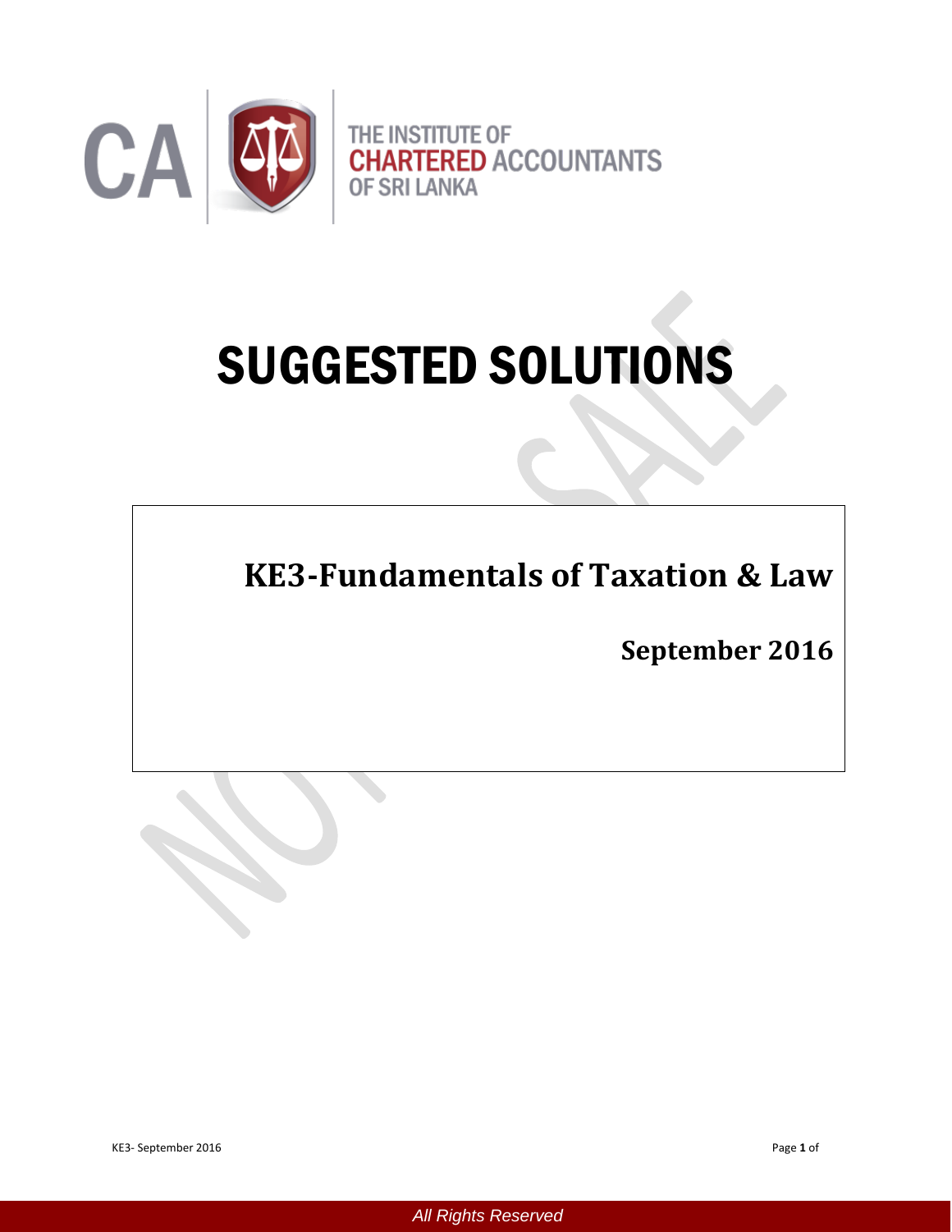THE INSTITUTE OF CHARTERED ACCOUNTANTS OF SRI LANKA

# SUGGESTED SOLUTIONS

## KE3-Fundamentals of Taxation & Law

**September 2016**

All Rights Reserved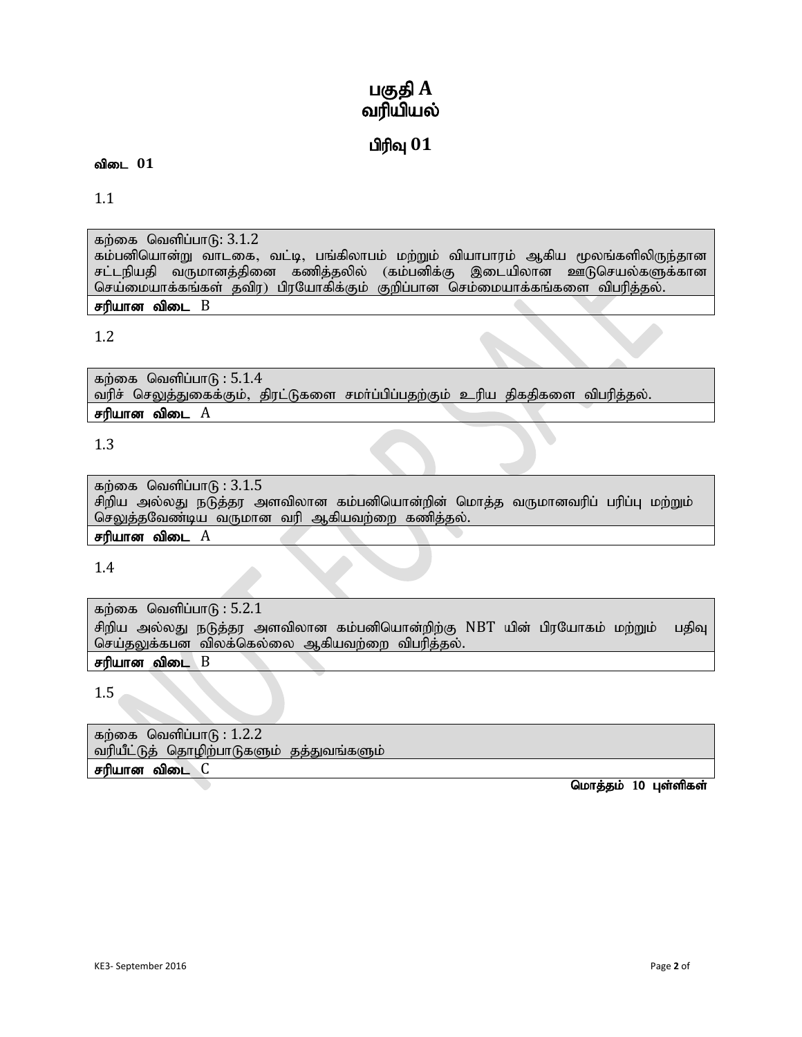# பகுதி A
# வரியியல்

## பிரிவு 01

**விடை 01**

1.1

| கற்கை வெளிப்பாடு: 3.1.2<br>கம்பனியொன்று வாடகை, வட்டி, பங்கிலாபம் மற்றும் வியாபாரம் ஆகிய மூலங்களிலிருந்தான சட்டநியதி வருமானத்தினை கணித்தலில் (கம்பனிக்கு இடையிலான ஊடுசெயல்களுக்கான செய்மையாக்கங்கள் தவிர) பிரயோகிக்கும் குறிப்பான செம்மையாக்கங்களை விபரித்தல். |
|---|
| **சரியான விடை** B |

1.2

| கற்கை வெளிப்பாடு : 5.1.4<br>வரிச் செலுத்துகைக்கும், திரட்டுகளை சமர்ப்பிப்பதற்கும் உரிய திகதிகளை விபரித்தல். |
|---|
| **சரியான விடை** A |

1.3

| கற்கை வெளிப்பாடு : 3.1.5<br>சிறிய அல்லது நடுத்தர அளவிலான கம்பனியொன்றின் மொத்த வருமானவரிப் பரிப்பு மற்றும் செலுத்தவேண்டிய வருமான வரி ஆகியவற்றை கணித்தல். |
|---|
| **சரியான விடை** A |

1.4

| கற்கை வெளிப்பாடு : 5.2.1<br>சிறிய அல்லது நடுத்தர அளவிலான கம்பனியொன்றிற்கு NBT யின் பிரயோகம் மற்றும் பதிவு செய்தலுக்கபன விலக்கெல்லை ஆகியவற்றை விபரித்தல். |
|---|
| **சரியான விடை** B |

1.5

| கற்கை வெளிப்பாடு : 1.2.2<br>வரியீட்டுத் தொழிற்பாடுகளும் தத்துவங்களும் |
|---|
| **சரியான விடை** C |

**மொத்தம் 10 புள்ளிகள்**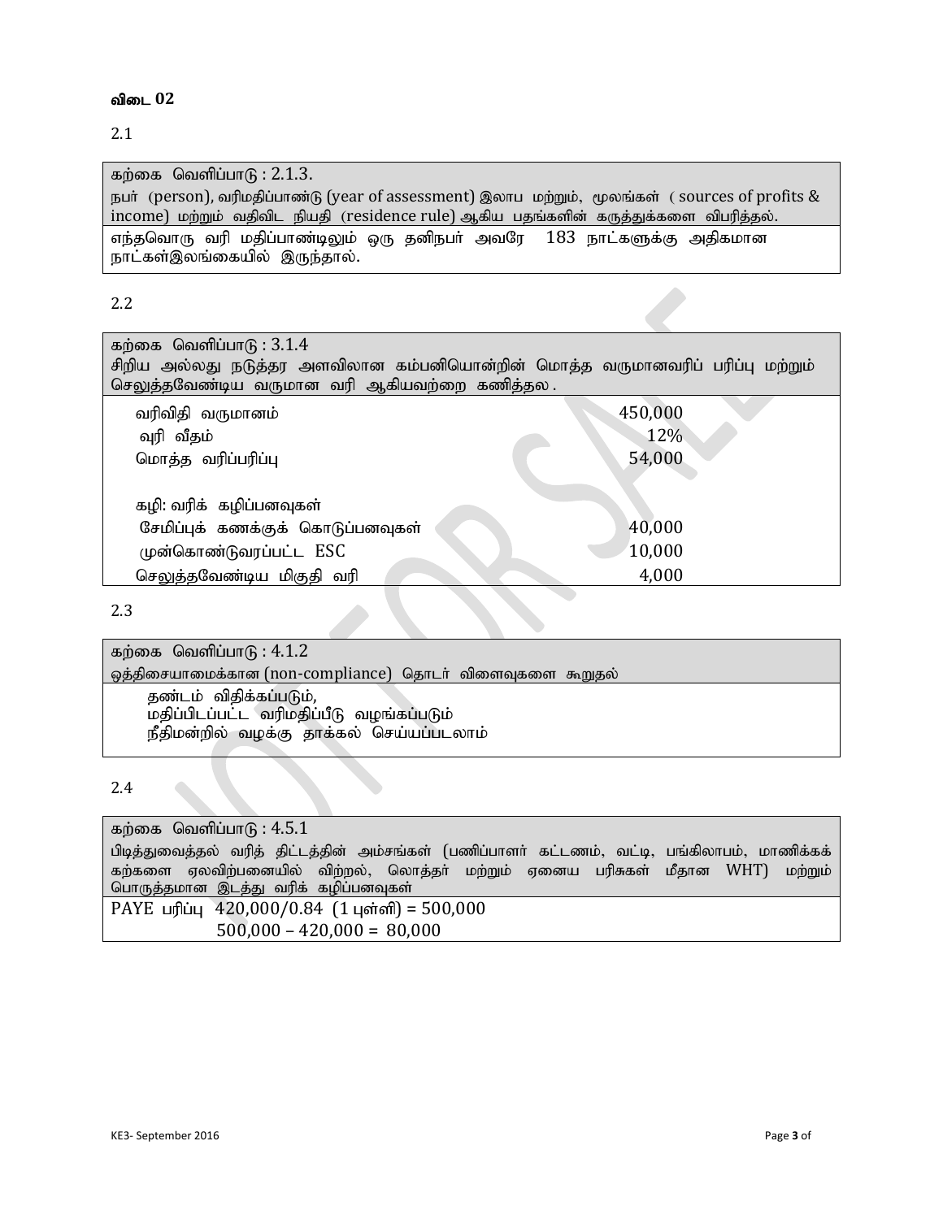**விடை 02**

2.1

| கற்கை வெளிப்பாடு : 2.1.3. நபர் (person), வரிமதிப்பாண்டு (year of assessment) இலாப மற்றும், மூலங்கள் ( sources of profits & income) மற்றும் வதிவிட நியதி (residence rule) ஆகிய பதங்களின் கருத்துக்களை விபரித்தல். |
|---|
| எந்தவொரு வரி மதிப்பாண்டிலும் ஒரு தனிநபர் அவரே 183 நாட்களுக்கு அதிகமான நாட்கள்இலங்கையில் இருந்தால். |

2.2

| கற்கை வெளிப்பாடு : 3.1.4 சிறிய அல்லது நடுத்தர அளவிலான கம்பனியொன்றின் மொத்த வருமானவரிப் பரிப்பு மற்றும் செலுத்தவேண்டிய வருமான வரி ஆகியவற்றை கணித்தல . | |
|---|---|
| வரிவிதி வருமானம் | 450,000 |
| வுரி வீதம் | 12% |
| மொத்த வரிப்பரிப்பு | 54,000 |
| | |
| கழி: வரிக் கழிப்பனவுகள் | |
| சேமிப்புக் கணக்குக் கொடுப்பனவுகள் | 40,000 |
| முன்கொண்டுவரப்பட்ட ESC | 10,000 |
| செலுத்தவேண்டிய மிகுதி வரி | 4,000 |

2.3

| கற்கை வெளிப்பாடு : 4.1.2 ஒத்திசையாமைக்கான (non-compliance) தொடர் விளைவுகளை கூறுதல் |
|---|
| தண்டம் விதிக்கப்படும்,<br>மதிப்பிடப்பட்ட வரிமதிப்பீடு வழங்கப்படும்<br>நீதிமன்றில் வழக்கு தாக்கல் செய்யப்படலாம் |

2.4

| கற்கை வெளிப்பாடு : 4.5.1 பிடித்துவைத்தல் வரித் திட்டத்தின் அம்சங்கள் (பணிப்பாளர் கட்டணம், வட்டி, பங்கிலாபம், மாணிக்கக் கற்களை ஏலவிற்பனையில் விற்றல், லொத்தர் மற்றும் ஏனைய பரிசுகள் மீதான WHT) மற்றும் பொருத்தமான இடத்து வரிக் கழிப்பனவுகள் |
|---|
| PAYE பரிப்பு 420,000/0.84 (1 புள்ளி) = 500,000<br>500,000 – 420,000 = 80,000 |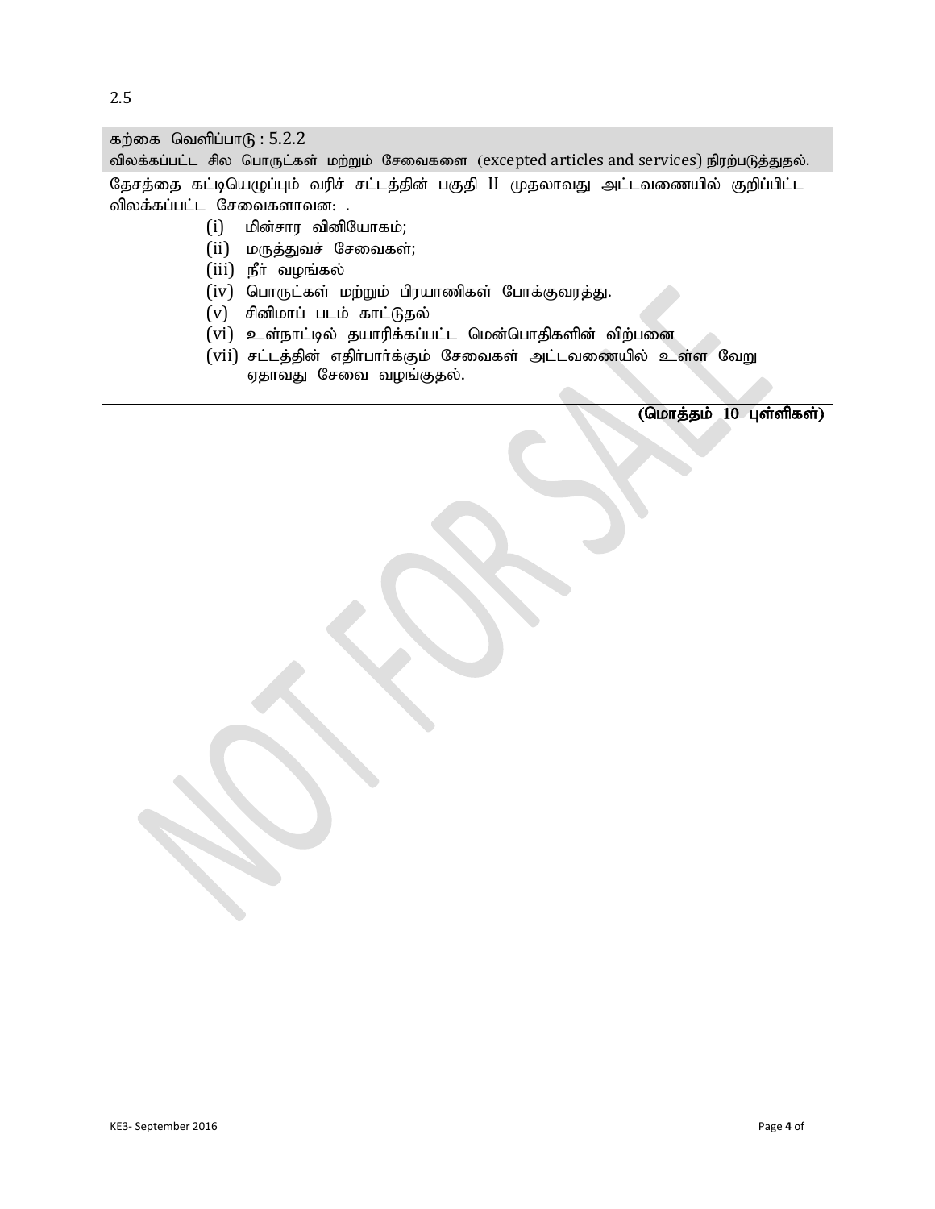2.5

| கற்கை வெளிப்பாடு : 5.2.2<br>விலக்கப்பட்ட சில பொருட்கள் மற்றும் சேவைகளை (excepted articles and services) நிரற்படுத்துதல். |
| --- |
| தேசத்தை கட்டியெழுப்பும் வரிச் சட்டத்தின் பகுதி II முதலாவது அட்டவணையில் குறிப்பிட்ட விலக்கப்பட்ட சேவைகளாவன: .<br>(i) மின்சார வினியோகம்;<br>(ii) மருத்துவச் சேவைகள்;<br>(iii) நீர் வழங்கல்<br>(iv) பொருட்கள் மற்றும் பிரயாணிகள் போக்குவரத்து.<br>(v) சினிமாப் படம் காட்டுதல்<br>(vi) உள்நாட்டில் தயாரிக்கப்பட்ட மென்பொதிகளின் விற்பனை<br>(vii) சட்டத்தின் எதிர்பார்க்கும் சேவைகள் அட்டவணையில் உள்ள வேறு ஏதாவது சேவை வழங்குதல். |

**(மொத்தம் 10 புள்ளிகள்)**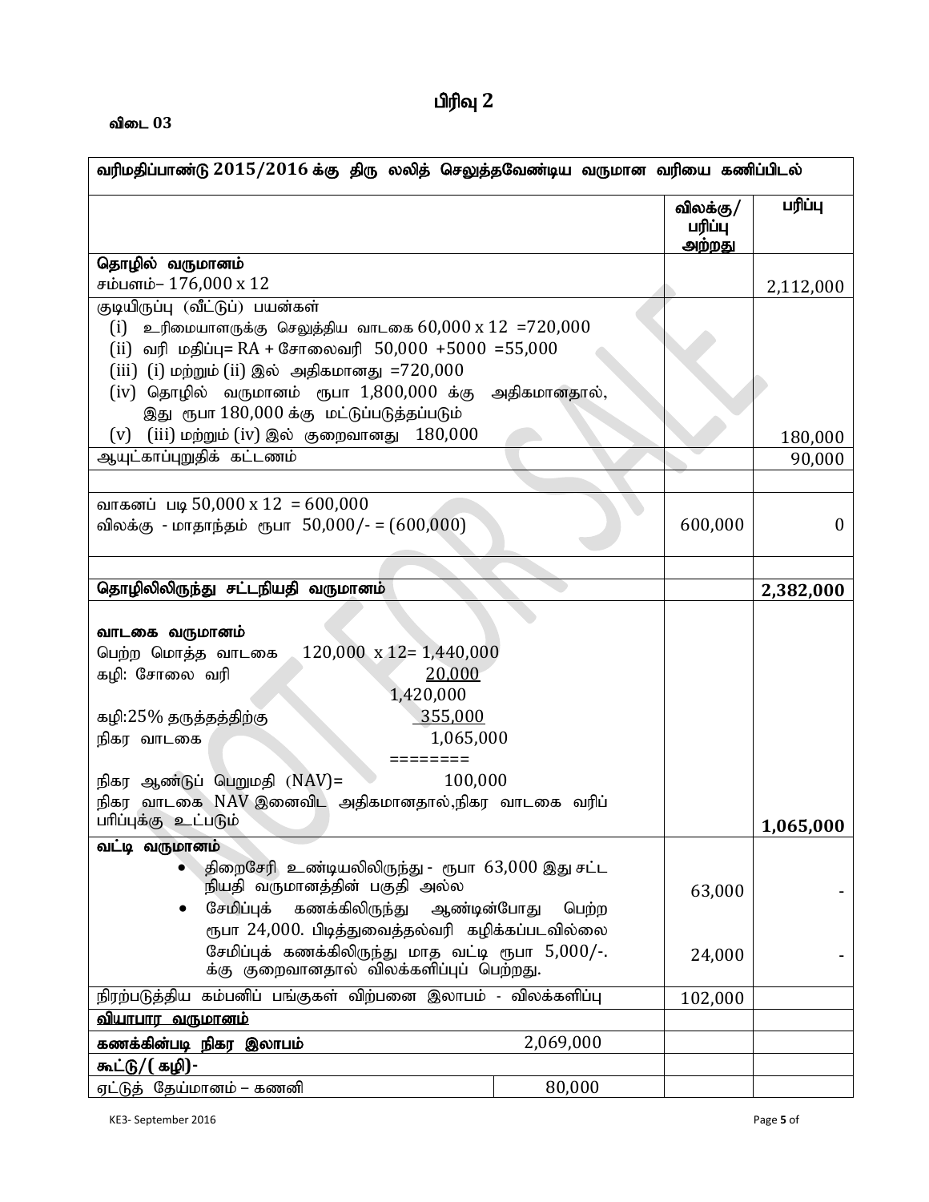# பிரிவு 2

**விடை 03**

| வரிமதிப்பாண்டு 2015/2016 க்கு திரு லலித் செலுத்தவேண்டிய வருமான வரியை கணிப்பிடல் | | |
|---|---|---|
| | விலக்கு/ பரிப்பு அற்றது | பரிப்பு |
| **தொழில் வருமானம்**<br>சம்பளம்– 176,000 x 12 | | 2,112,000 |
| குடியிருப்பு (வீட்டுப்) பயன்கள்<br>(i) உரிமையாளருக்கு செலுத்திய வாடகை 60,000 x 12 =720,000<br>(ii) வரி மதிப்பு= RA + சோலைவரி 50,000 +5000 =55,000<br>(iii) (i) மற்றும் (ii) இல் அதிகமானது =720,000<br>(iv) தொழில் வருமானம் ரூபா 1,800,000 க்கு அதிகமானதால், இது ரூபா 180,000 க்கு மட்டுப்படுத்தப்படும்<br>(v) (iii) மற்றும் (iv) இல் குறைவானது 180,000 | | 180,000 |
| ஆயுட்காப்புறுதிக் கட்டணம் | | 90,000 |
| | | |
| வாகனப் படி 50,000 x 12 = 600,000<br>விலக்கு - மாதாந்தம் ரூபா 50,000/- = (600,000) | 600,000 | 0 |
| | | |
| **தொழிலிலிருந்து சட்டநியதி வருமானம்** | | **2,382,000** |
| **வாடகை வருமானம்**<br>பெற்ற மொத்த வாடகை 120,000 x 12= 1,440,000<br>கழி: சோலை வரி 20,000<br>1,420,000<br>கழி:25% தருத்தத்திற்கு 355,000<br>நிகர வாடகை 1,065,000<br>========<br>நிகர ஆண்டுப் பெறுமதி (NAV)= 100,000<br>நிகர வாடகை NAV இனைவிட அதிகமானதால்,நிகர வாடகை வரிப் பரிப்புக்கு உட்படும் | | **1,065,000** |
| **வட்டி வருமானம்**<br>• திறைசேரி உண்டியலிலிருந்து - ரூபா 63,000 இது சட்ட நியதி வருமானத்தின் பகுதி அல்ல<br>• சேமிப்புக் கணக்கிலிருந்து ஆண்டின்போது பெற்ற ரூபா 24,000. பிடித்துவைத்தல்வரி கழிக்கப்படவில்லை சேமிப்புக் கணக்கிலிருந்து மாத வட்டி ரூபா 5,000/-. க்கு குறைவானதால் விலக்களிப்புப் பெற்றது. | 63,000<br><br>24,000 | -<br><br>- |
| நிரற்படுத்திய கம்பனிப் பங்குகள் விற்பனை இலாபம் - விலக்களிப்பு | 102,000 | |
| <u>**வியாபார வருமானம்**</u> | | |
| **கணக்கின்படி நிகர இலாபம்** 2,069,000 | | |
| **கூட்டு/( கழி)-** | | |
| ஏட்டுத் தேய்மானம் – கணனி 80,000 | | |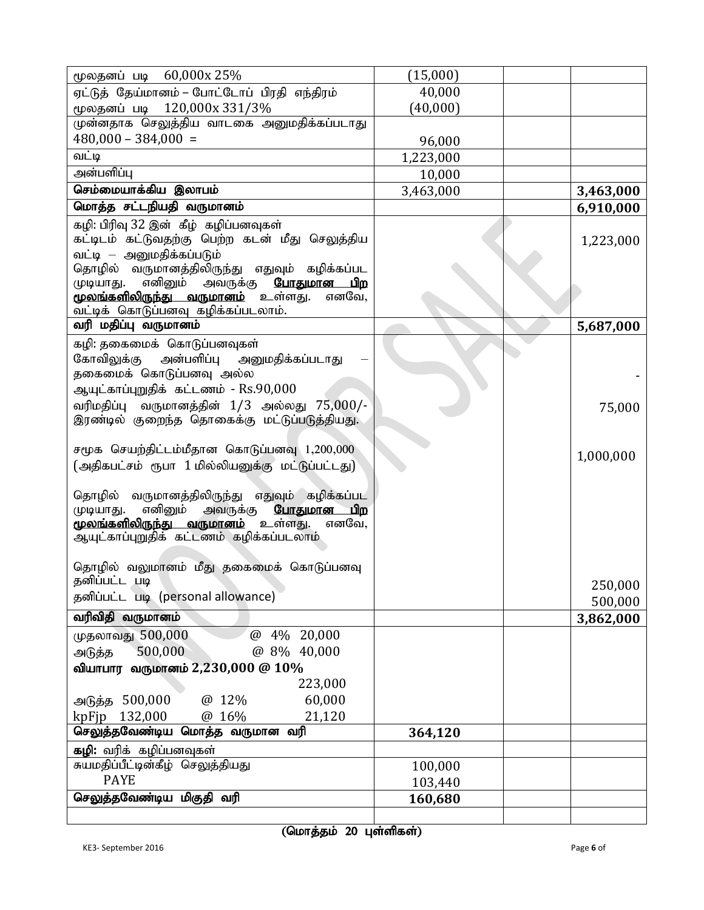| | | | |
|---|---|---|---|
| மூலதனப் படி 60,000x 25% | (15,000) | | |
| ஏட்டுத் தேய்மானம் – போட்டோப் பிரதி எந்திரம்<br>மூலதனப் படி 120,000x 331/3% | 40,000<br>(40,000) | | |
| முன்னதாக செலுத்திய வாடகை அனுமதிக்கப்படாது<br>480,000 – 384,000 = | 96,000 | | |
| வட்டி | 1,223,000 | | |
| அன்பளிப்பு | 10,000 | | |
| **செம்மையாக்கிய இலாபம்** | 3,463,000 | | **3,463,000** |
| **மொத்த சட்டநியதி வருமானம்** | | | **6,910,000** |
| கழி: பிரிவு 32 இன் கீழ் கழிப்பனவுகள்<br>கட்டிடம் கட்டுவதற்கு பெற்ற கடன் மீது செலுத்திய வட்டி – அனுமதிக்கப்படும்<br>தொழில் வருமானத்திலிருந்து எதுவும் கழிக்கப்பட முடியாது. எனினும் அவருக்கு **<u>போதுமான பிற மூலங்களிலிருந்து வருமானம்</u>** உள்ளது. எனவே, வட்டிக் கொடுப்பனவு கழிக்கப்படலாம். | | | 1,223,000 |
| **வரி மதிப்பு வருமானம்** | | | **5,687,000** |
| கழி: தகைமைக் கொடுப்பனவுகள்<br>கோவிலுக்கு அன்பளிப்பு அனுமதிக்கப்படாது – தகைமைக் கொடுப்பனவு அல்ல | | | - |
| ஆயுட்காப்புறுதிக் கட்டணம் - Rs.90,000<br>வரிமதிப்பு வருமானத்தின் 1/3 அல்லது 75,000/- இரண்டில் குறைந்த தொகைக்கு மட்டுப்படுத்தியது. | | | 75,000 |
| சமூக செயற்திட்டம்மீதான கொடுப்பனவு 1,200,000<br>(அதிகபட்சம் ரூபா 1 மில்லியனுக்கு மட்டுப்பட்டது) | | | 1,000,000 |
| தொழில் வருமானத்திலிருந்து எதுவும் கழிக்கப்பட முடியாது. எனினும் அவருக்கு **<u>போதுமான பிற மூலங்களிலிருந்து வருமானம்</u>** உள்ளது. எனவே, ஆயுட்காப்புறுதிக் கட்டணம் கழிக்கப்படலாம் | | | |
| தொழில் வலுமானம் மீது தகைமைக் கொடுப்பனவு<br>தனிப்பட்ட படி<br>தனிப்பட்ட படி (personal allowance) | | | 250,000<br>500,000 |
| **வரிவிதி வருமானம்** | | | **3,862,000** |
| முதலாவது 500,000 @ 4% 20,000<br>அடுத்த 500,000 @ 8% 40,000<br>**வியாபார வருமானம் 2,230,000 @ 10%** 223,000<br>அடுத்த 500,000 @ 12% 60,000<br>kpFjp 132,000 @ 16% 21,120 | | | |
| **செலுத்தவேண்டிய மொத்த வருமான வரி** | **364,120** | | |
| **கழி:** வரிக் கழிப்பனவுகள் | | | |
| சுயமதிப்பீட்டின்கீழ் செலுத்தியது<br>PAYE | 100,000<br>103,440 | | |
| **செலுத்தவேண்டிய மிகுதி வரி** | **160,680** | | |
| | | | |

**(மொத்தம் 20 புள்ளிகள்)**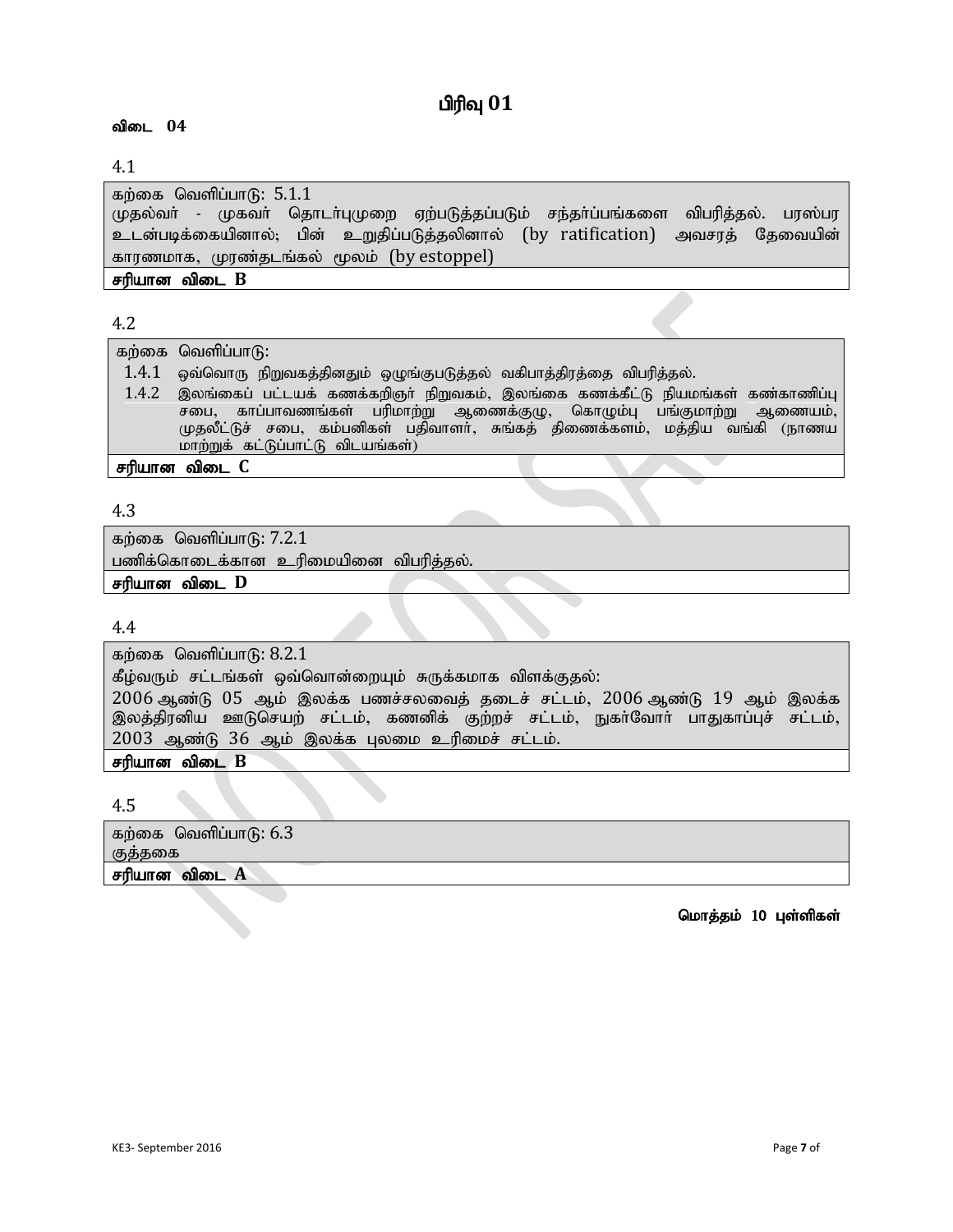# பிரிவு 01

**விடை 04**

4.1

கற்கை வெளிப்பாடு: 5.1.1
முதல்வர் - முகவர் தொடர்புமுறை ஏற்படுத்தப்படும் சந்தர்ப்பங்களை விபரித்தல். பரஸ்பர உடன்படிக்கையினால்; பின் உறுதிப்படுத்தலினால் (by ratification) அவசரத் தேவையின் காரணமாக, முரண்தடங்கல் மூலம் (by estoppel)

**சரியான விடை B**

4.2

கற்கை வெளிப்பாடு:
1.4.1 ஒவ்வொரு நிறுவகத்தினதும் ஒழுங்குபடுத்தல் வகிபாத்திரத்தை விபரித்தல்.
1.4.2 இலங்கைப் பட்டயக் கணக்கறிஞர் நிறுவகம், இலங்கை கணக்கீட்டு நியமங்கள் கண்காணிப்பு சபை, காப்பாவணங்கள் பரிமாற்று ஆணைக்குழு, கொழும்பு பங்குமாற்று ஆணையம், முதலீட்டுச் சபை, கம்பனிகள் பதிவாளர், சுங்கத் திணைக்களம், மத்திய வங்கி (நாணய மாற்றுக் கட்டுப்பாட்டு விடயங்கள்)

**சரியான விடை C**

4.3

கற்கை வெளிப்பாடு: 7.2.1
பணிக்கொடைக்கான உரிமையினை விபரித்தல்.

**சரியான விடை D**

4.4

கற்கை வெளிப்பாடு: 8.2.1
கீழ்வரும் சட்டங்கள் ஒவ்வொன்றையும் சுருக்கமாக விளக்குதல்:
2006 ஆண்டு 05 ஆம் இலக்க பணச்சலவைத் தடைச் சட்டம், 2006 ஆண்டு 19 ஆம் இலக்க இலத்திரனிய ஊடுசெயற் சட்டம், கணனிக் குற்றச் சட்டம், நுகர்வோர் பாதுகாப்புச் சட்டம், 2003 ஆண்டு 36 ஆம் இலக்க புலமை உரிமைச் சட்டம்.

**சரியான விடை B**

4.5

கற்கை வெளிப்பாடு: 6.3
குத்தகை

**சரியான விடை A**

**மொத்தம் 10 புள்ளிகள்**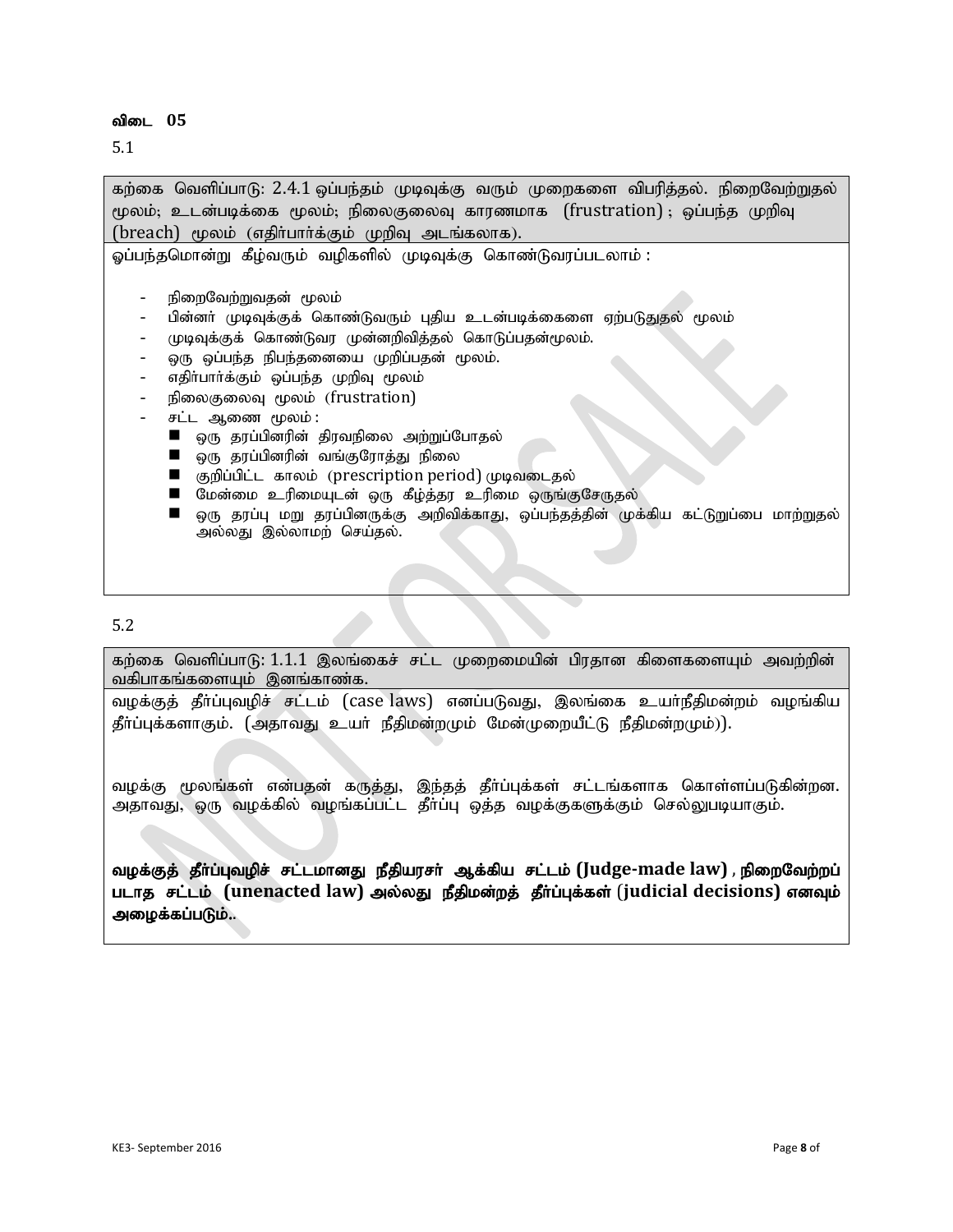**விடை 05**

5.1

| கற்கை வெளிப்பாடு: 2.4.1 ஒப்பந்தம் முடிவுக்கு வரும் முறைகளை விபரித்தல். நிறைவேற்றுதல் மூலம்; உடன்படிக்கை மூலம்; நிலைகுலைவு காரணமாக (frustration) ; ஒப்பந்த முறிவு (breach) மூலம் (எதிர்பார்க்கும் முறிவு அடங்கலாக). |
|---|
| ஓப்பந்தமொன்று கீழ்வரும் வழிகளில் முடிவுக்கு கொண்டுவரப்படலாம் :<br><br>- நிறைவேற்றுவதன் மூலம்<br>- பின்னர் முடிவுக்குக் கொண்டுவரும் புதிய உடன்படிக்கைளை ஏற்படுதுதல் மூலம்<br>- முடிவுக்குக் கொண்டுவர முன்னறிவித்தல் கொடுப்பதன்மூலம்.<br>- ஒரு ஒப்பந்த நிபந்தனையை முறிப்பதன் மூலம்.<br>- எதிர்பார்க்கும் ஒப்பந்த முறிவு மூலம்<br>- நிலைகுலைவு மூலம் (frustration)<br>- சட்ட ஆணை மூலம் :<br>&nbsp;&nbsp;■ ஒரு தரப்பினரின் திரவநிலை அற்றுப்போதல்<br>&nbsp;&nbsp;■ ஒரு தரப்பினரின் வங்குரோத்து நிலை<br>&nbsp;&nbsp;■ குறிப்பிட்ட காலம் (prescription period) முடிவடைதல்<br>&nbsp;&nbsp;■ மேன்மை உரிமையுடன் ஒரு கீழ்த்தர உரிமை ஒருங்குசேருதல்<br>&nbsp;&nbsp;■ ஒரு தரப்பு மறு தரப்பினருக்கு அறிவிக்காது, ஒப்பந்தத்தின் முக்கிய கட்டுறுப்பை மாற்றுதல் அல்லது இல்லாமற் செய்தல். |

5.2

| கற்கை வெளிப்பாடு: 1.1.1 இலங்கைச் சட்ட முறைமையின் பிரதான கிளைகளையும் அவற்றின் வகிபாகங்களையும் இனங்காண்க. |
|---|
| வழக்குத் தீர்ப்புவழிச் சட்டம் (case laws) எனப்படுவது, இலங்கை உயர்நீதிமன்றம் வழங்கிய தீர்ப்புக்களாகும். (அதாவது உயர் நீதிமன்றமும் மேன்முறையீட்டு நீதிமன்றமும்)).<br><br>வழக்கு மூலங்கள் என்பதன் கருத்து, இந்தத் தீர்ப்புக்கள் சட்டங்களாக கொள்ளப்படுகின்றன. அதாவது, ஒரு வழக்கில் வழங்கப்பட்ட தீர்ப்பு ஒத்த வழக்குகளுக்கும் செல்லுபடியாகும்.<br><br>**வழக்குத் தீர்ப்புவழிச் சட்டமானது நீதியரசர் ஆக்கிய சட்டம் (Judge-made law) , நிறைவேற்றப் படாத சட்டம் (unenacted law) அல்லது நீதிமன்றத் தீர்ப்புக்கள் (judicial decisions) எனவும் அழைக்கப்படும்..** |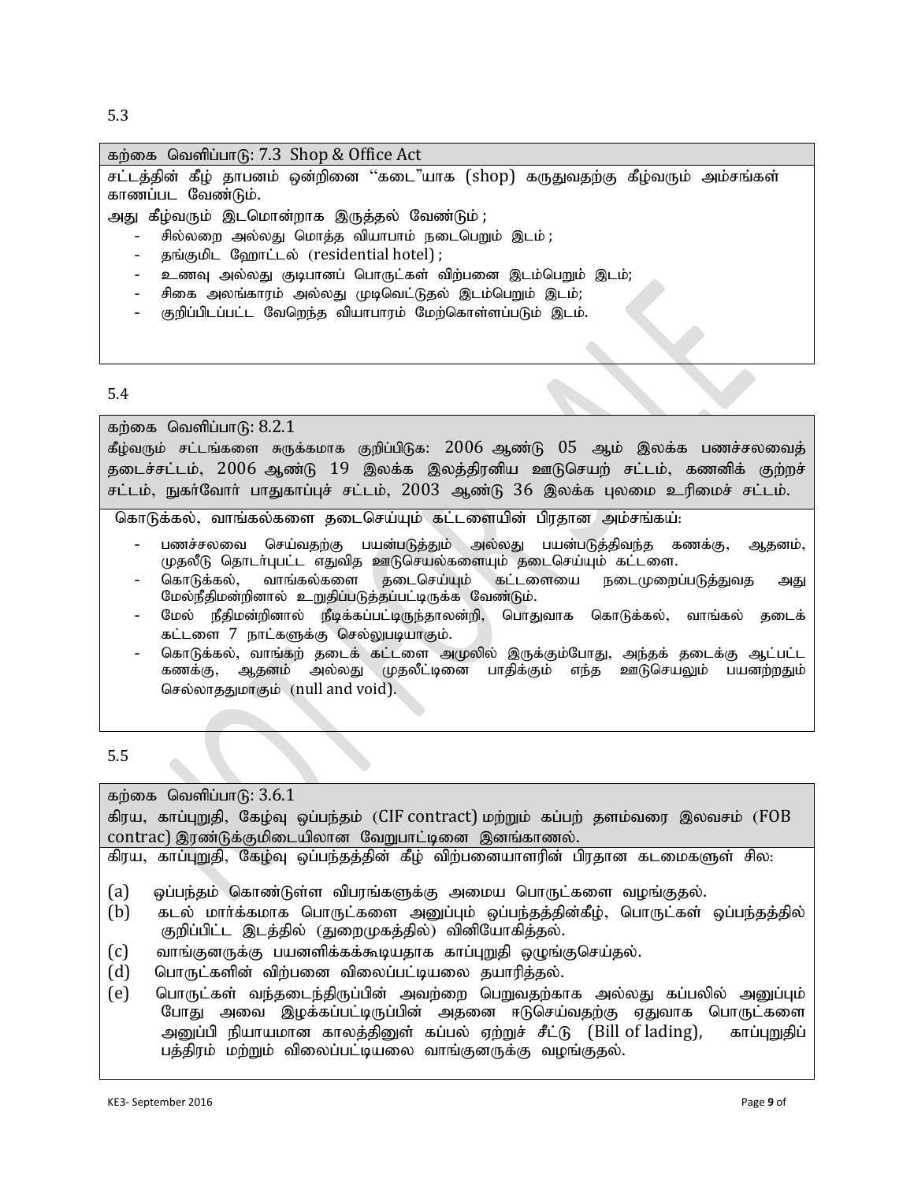5.3

| கற்கை வெளிப்பாடு: 7.3 Shop & Office Act |
|---|
| சட்டத்தின் கீழ் தாபனம் ஒன்றினை "கடை"யாக (shop) கருதுவதற்கு கீழ்வரும் அம்சங்கள் காணப்பட வேண்டும்.<br>அது கீழ்வரும் இடமொன்றாக இருத்தல் வேண்டும் ;<br>- சில்லறை அல்லது மொத்த வியாபாம் நடைபெறும் இடம் ;<br>- தங்குமிட ஹோட்டல் (residential hotel) ;<br>- உணவு அல்லது குடிபானப் பொருட்கள் விற்பனை இடம்பெறும் இடம்;<br>- சிகை அலங்காரம் அல்லது முடிவெட்டுதல் இடம்பெறும் இடம்;<br>- குறிப்பிடப்பட்ட வேறெந்த வியாபாரம் மேற்கொள்ளப்படும் இடம். |

5.4

| கற்கை வெளிப்பாடு: 8.2.1<br>கீழ்வரும் சட்டங்களை சுருக்கமாக குறிப்பிடுக: 2006 ஆண்டு 05 ஆம் இலக்க பணச்சலவைத் தடைச்சட்டம், 2006 ஆண்டு 19 இலக்க இலத்திரனிய ஊடுசெயற் சட்டம், கணனிக் குற்றச் சட்டம், நுகர்வோர் பாதுகாப்புச் சட்டம், 2003 ஆண்டு 36 இலக்க புலமை உரிமைச் சட்டம். |
|---|
| கொடுக்கல், வாங்கல்களை தடைசெய்யும் கட்டளையின் பிரதான அம்சங்கள்:<br>- பணச்சலவை செய்வதற்கு பயன்படுத்தும் அல்லது பயன்படுத்திவந்த கணக்கு, ஆதனம், முதலீடு தொடர்புபட்ட எதுவித ஊடுசெயல்களையும் தடைசெய்யும் கட்டளை.<br>- கொடுக்கல், வாங்கல்களை தடைசெய்யும் கட்டளையை நடைமுறைப்படுத்துவத அது மேல்நீதிமன்றினால் உறுதிப்படுத்தப்பட்டிருக்க வேண்டும்.<br>- மேல் நீதிமன்றினால் நீடிக்கப்பட்டிருந்தாலன்றி, பொதுவாக கொடுக்கல், வாங்கல் தடைக் கட்டளை 7 நாட்களுக்கு செல்லுபடியாகும்.<br>- கொடுக்கல், வாங்கற் தடைக் கட்டளை அமுலில் இருக்கும்போது, அந்தக் தடைக்கு ஆட்பட்ட கணக்கு, ஆதனம் அல்லது முதலீட்டினை பாதிக்கும் எந்த ஊடுசெயலும் பயனற்றதும் செல்லாததுமாகும் (null and void). |

5.5

| கற்கை வெளிப்பாடு: 3.6.1<br>கிரய, காப்புறுதி, கேள்வு ஒப்பந்தம் (CIF contract) மற்றும் கப்பற் தளம்வரை இலவசம் (FOB contrac) இரண்டுக்குமிடையிலான வேறுபாட்டினை இனங்காணல். |
|---|
| கிரய, காப்புறுதி, கேள்வு ஒப்பந்தத்தின் கீழ் விற்பனையாளரின் பிரதான கடமைகளுள் சில:<br>(a) ஒப்பந்தம் கொண்டுள்ள விபரங்களுக்கு அமைய பொருட்களை வழங்குதல்.<br>(b) கடல் மார்க்கமாக பொருட்களை அனுப்பும் ஒப்பந்தத்தின்கீழ், பொருட்கள் ஒப்பந்தத்தில் குறிப்பிட்ட இடத்தில் (துறைமுகத்தில்) வினியோகித்தல்.<br>(c) வாங்குனருக்கு பயனளிக்கக்கூடியதாக காப்புறுதி ஒழுங்குசெய்தல்.<br>(d) பொருட்களின் விற்பனை விலைப்பட்டியலை தயாரித்தல்.<br>(e) பொருட்கள் வந்தடைந்திருப்பின் அவற்றை பெறுவதற்காக அல்லது கப்பலில் அனுப்பும் போது அவை இழக்கப்பட்டிருப்பின் அதனை ஈடுசெய்வதற்கு ஏதுவாக பொருட்களை அனுப்பி நியாயமான காலத்தினுள் கப்பல் ஏற்றுச் சீட்டு (Bill of lading), காப்புறுதிப் பத்திரம் மற்றும் விலைப்பட்டியலை வாங்குனருக்கு வழங்குதல். |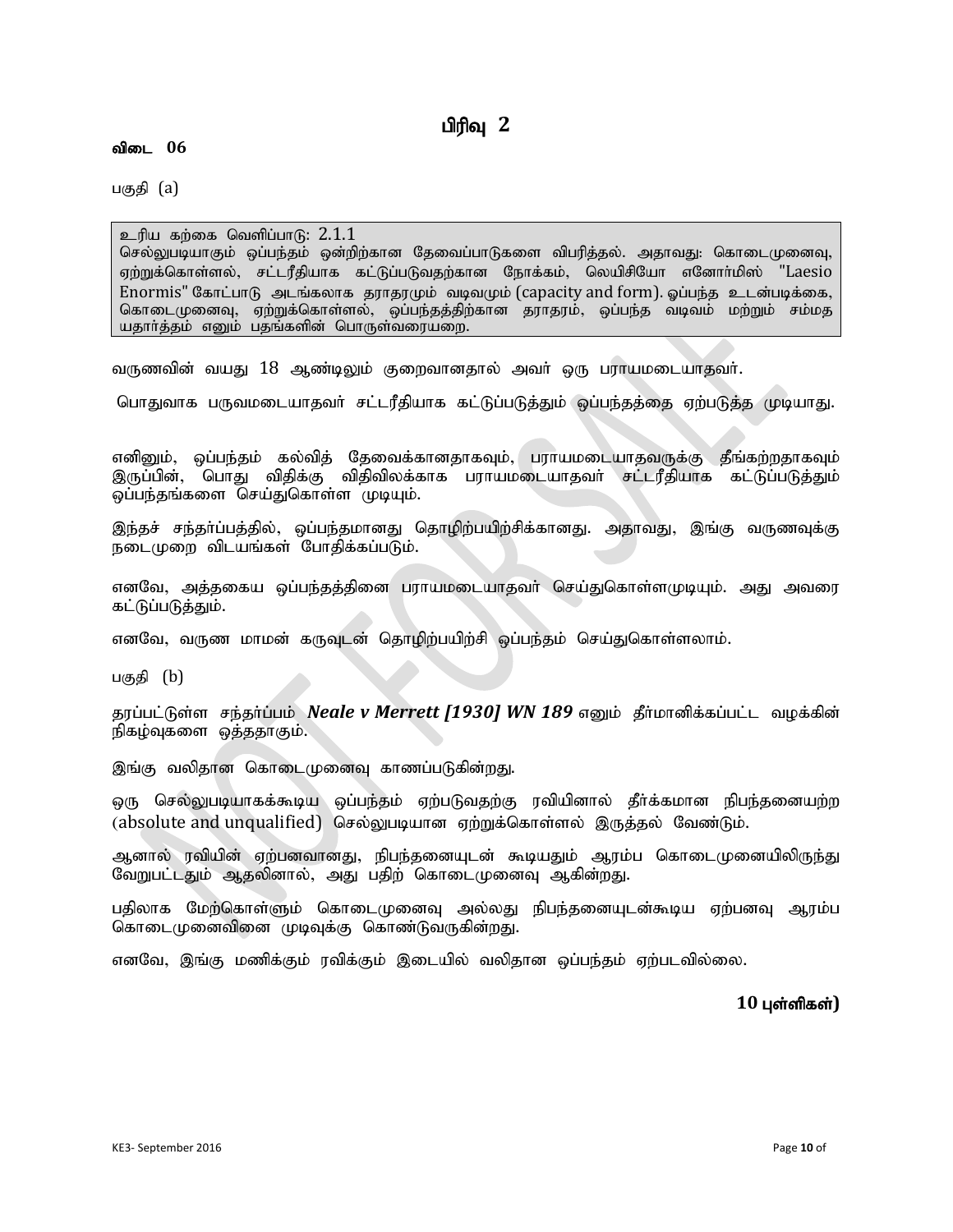## பிரிவு 2

**விடை 06**

பகுதி (a)

> உரிய கற்கை வெளிப்பாடு: 2.1.1
> செல்லுபடியாகும் ஒப்பந்தம் ஒன்றிற்கான தேவைப்பாடுகளை விபரித்தல். அதாவது: கொடைமுனைவு, ஏற்றுக்கொள்ளல், சட்டரீதியாக கட்டுப்படுவதற்கான நோக்கம், லெயிசியோ எனோர்மிஸ் "Laesio Enormis" கோட்பாடு அடங்கலாக தராதரமும் வடிவமும் (capacity and form). ஒப்பந்த உடன்படிக்கை, கொடைமுனைவு, ஏற்றுக்கொள்ளல், ஒப்பந்தத்திற்கான தராதரம், ஒப்பந்த வடிவம் மற்றும் சம்மத யதார்த்தம் எனும் பதங்களின் பொருள்வரையறை.

வருணவின் வயது 18 ஆண்டிலும் குறைவானதால் அவர் ஒரு பராயமடையாதவர்.

பொதுவாக பருவமடையாதவர் சட்டரீதியாக கட்டுப்படுத்தும் ஒப்பந்தத்தை ஏற்படுத்த முடியாது.

எனினும், ஒப்பந்தம் கல்வித் தேவைக்கானதாகவும், பராயமடையாதவருக்கு தீங்கற்றதாகவும் இருப்பின், பொது விதிக்கு விதிவிலக்காக பராயமடையாதவர் சட்டரீதியாக கட்டுப்படுத்தும் ஒப்பந்தங்களை செய்துகொள்ள முடியும்.

இந்தச் சந்தர்ப்பத்தில், ஒப்பந்தமானது தொழிற்பயிற்சிக்கானது. அதாவது, இங்கு வருணவுக்கு நடைமுறை விடயங்கள் போதிக்கப்படும்.

எனவே, அத்தகைய ஒப்பந்தத்தினை பராயமடையாதவர் செய்துகொள்ளமுடியும். அது அவரை கட்டுப்படுத்தும்.

எனவே, வருண மாமன் கருவுடன் தொழிற்பயிற்சி ஒப்பந்தம் செய்துகொள்ளலாம்.

பகுதி (b)

தரப்பட்டுள்ள சந்தர்ப்பம் ***Neale v Merrett [1930] WN 189*** எனும் தீர்மானிக்கப்பட்ட வழக்கின் நிகழ்வுகளை ஒத்ததாகும்.

இங்கு வலிதான கொடைமுனைவு காணப்படுகின்றது.

ஒரு செல்லுபடியாகக்கூடிய ஒப்பந்தம் ஏற்படுவதற்கு ரவியினால் தீர்க்கமான நிபந்தனையற்ற (absolute and unqualified) செல்லுபடியான ஏற்றுக்கொள்ளல் இருத்தல் வேண்டும்.

ஆனால் ரவியின் ஏற்பனவானது, நிபந்தனையுடன் கூடியதும் ஆரம்ப கொடைமுனையிலிருந்து வேறுபட்டதும் ஆதலினால், அது பதிற் கொடைமுனைவு ஆகின்றது.

பதிலாக மேற்கொள்ளும் கொடைமுனைவு அல்லது நிபந்தனையுடன்கூடிய ஏற்பனவு ஆரம்ப கொடைமுனைவினை முடிவுக்கு கொண்டுவருகின்றது.

எனவே, இங்கு மணிக்கும் ரவிக்கும் இடையில் வலிதான ஒப்பந்தம் ஏற்படவில்லை.

**10 புள்ளிகள்)**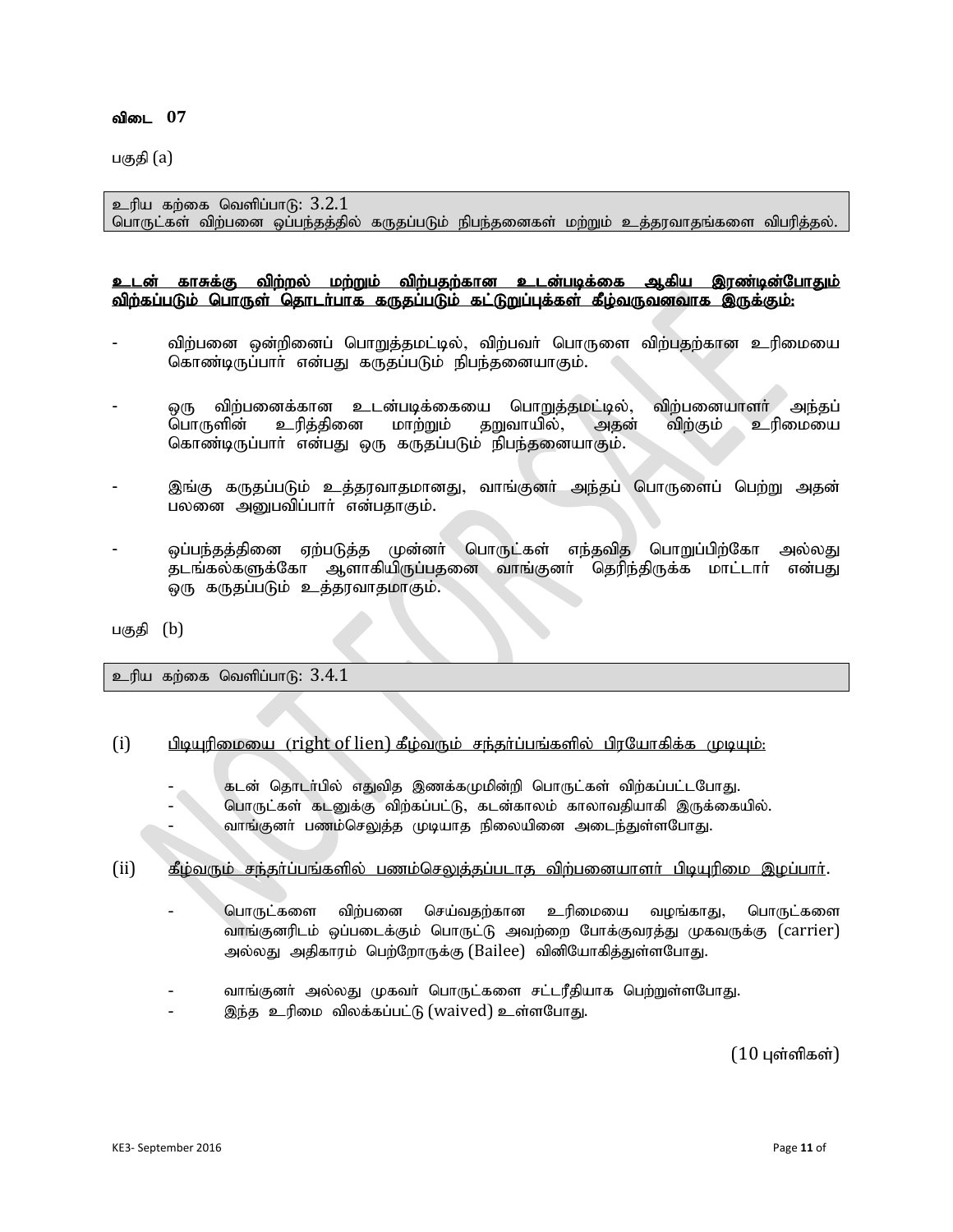**விடை 07**

பகுதி (a)

| உரிய கற்கை வெளிப்பாடு: 3.2.1 |
|---|
| பொருட்கள் விற்பனை ஒப்பந்தத்தில் கருதப்படும் நிபந்தனைகள் மற்றும் உத்தரவாதங்களை விபரித்தல். |

**<u>உடன் காசுக்கு விற்றல் மற்றும் விற்பதற்கான உடன்படிக்கை ஆகிய இரண்டின்போதும் விற்கப்படும் பொருள் தொடர்பாக கருதப்படும் கட்டுறுப்புக்கள் கீழ்வருவனவாக இருக்கும்:</u>**

- விற்பனை ஒன்றினைப் பொறுத்தமட்டில், விற்பவர் பொருளை விற்பதற்கான உரிமையை கொண்டிருப்பார் என்பது கருதப்படும் நிபந்தனையாகும்.
- ஒரு விற்பனைக்கான உடன்படிக்கையை பொறுத்தமட்டில், விற்பனையாளர் அந்தப் பொருளின் உரித்தினை மாற்றும் தறுவாயில், அதன் விற்கும் உரிமையை கொண்டிருப்பார் என்பது ஒரு கருதப்படும் நிபந்தனையாகும்.
- இங்கு கருதப்படும் உத்தரவாதமானது, வாங்குனர் அந்தப் பொருளைப் பெற்று அதன் பலனை அனுபவிப்பார் என்பதாகும்.
- ஒப்பந்தத்தினை ஏற்படுத்த முன்னர் பொருட்கள் எந்தவித பொறுப்பிற்கோ அல்லது தடங்கல்களுக்கோ ஆளாகியிருப்பதனை வாங்குனர் தெரிந்திருக்க மாட்டார் என்பது ஒரு கருதப்படும் உத்தரவாதமாகும்.

பகுதி (b)

| உரிய கற்கை வெளிப்பாடு: 3.4.1 |
|---|

(i) <u>பிடியுரிமையை (right of lien) கீழ்வரும் சந்தர்ப்பங்களில் பிரயோகிக்க முடியும்:</u>

- கடன் தொடர்பில் எதுவித இணக்கமுமின்றி பொருட்கள் விற்கப்பட்டபோது.
- பொருட்கள் கடனுக்கு விற்கப்பட்டு, கடன்காலம் காலாவதியாகி இருக்கையில்.
- வாங்குனர் பணம்செலுத்த முடியாத நிலையினை அடைந்துள்ளபோது.

(ii) <u>கீழ்வரும் சந்தர்ப்பங்களில் பணம்செலுத்தப்படாத விற்பனையாளர் பிடியுரிமை இழப்பார்.</u>

- பொருட்களை விற்பனை செய்வதற்கான உரிமையை வழங்காது, பொருட்களை வாங்குனரிடம் ஒப்படைக்கும் பொருட்டு அவற்றை போக்குவரத்து முகவருக்கு (carrier) அல்லது அதிகாரம் பெற்றோருக்கு (Bailee) வினியோகித்துள்ளபோது.
- வாங்குனர் அல்லது முகவர் பொருட்களை சட்டரீதியாக பெற்றுள்ளபோது.
- இந்த உரிமை விலக்கப்பட்டு (waived) உள்ளபோது.

(10 புள்ளிகள்)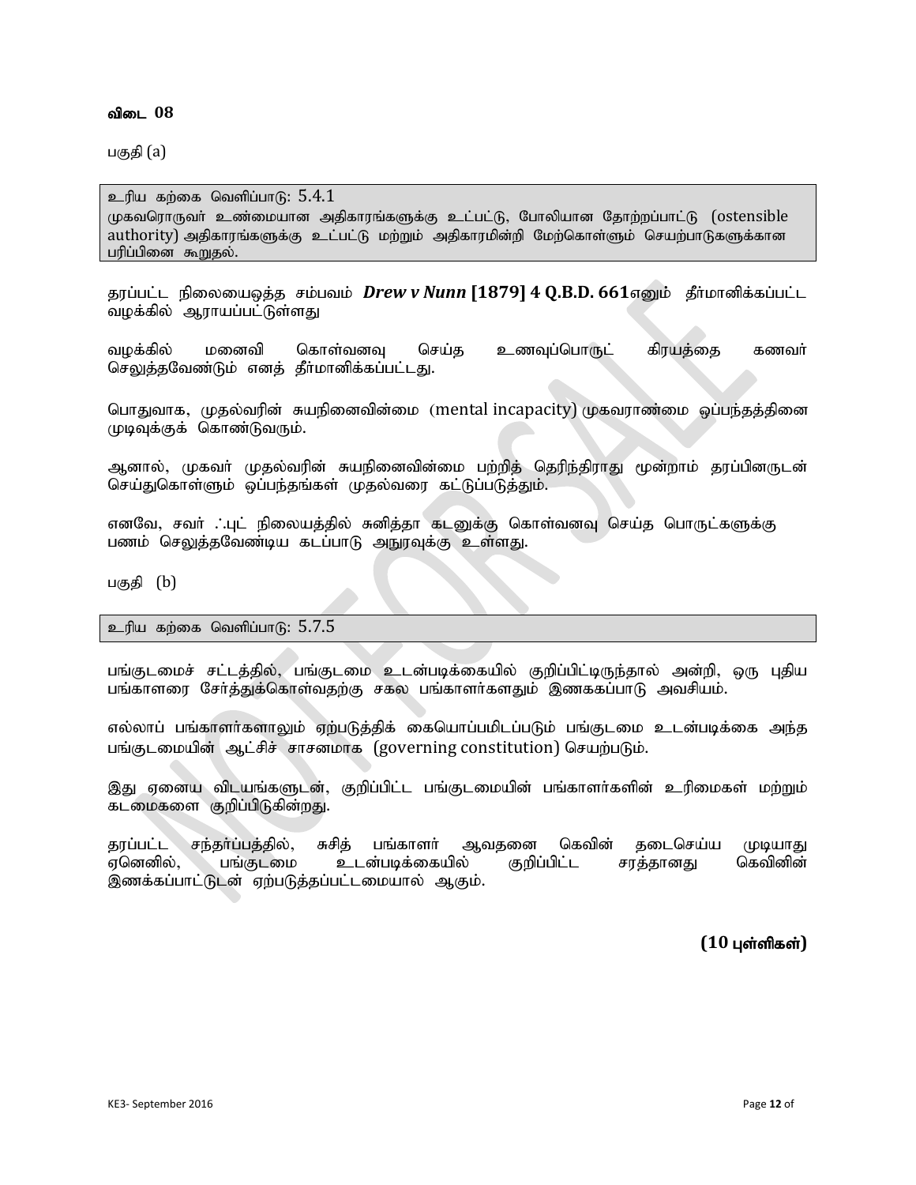**விடை 08**

பகுதி (a)

| உரிய கற்கை வெளிப்பாடு: 5.4.1 |
|---|
| முகவரொருவர் உண்மையான அதிகாரங்களுக்கு உட்பட்டு, போலியான தோற்றப்பாட்டு (ostensible authority) அதிகாரங்களுக்கு உட்பட்டு மற்றும் அதிகாரமின்றி மேற்கொள்ளும் செயற்பாடுகளுக்கான பரிப்பினை கூறுதல். |

தரப்பட்ட நிலையையொத்த சம்பவம் ***Drew v Nunn* [1879] 4 Q.B.D. 661**எனும் தீர்மானிக்கப்பட்ட வழக்கில் ஆராயப்பட்டுள்ளது

வழக்கில் மனைவி கொள்வனவு செய்த உணவுப்பொருட் கிரயத்தை கணவர் செலுத்தவேண்டும் எனத் தீர்மானிக்கப்பட்டது.

பொதுவாக, முதல்வரின் சுயநினைவின்மை (mental incapacity) முகவராண்மை ஒப்பந்தத்தினை முடிவுக்குக் கொண்டுவரும்.

ஆனால், முகவர் முதல்வரின் சுயநினைவின்மை பற்றித் தெரிந்திராது மூன்றாம் தரப்பினருடன் செய்துகொள்ளும் ஒப்பந்தங்கள் முதல்வரை கட்டுப்படுத்தும்.

எனவே, சவர் ஃபுட் நிலையத்தில் சுனித்தா கடனுக்கு கொள்வனவு செய்த பொருட்களுக்கு பணம் செலுத்தவேண்டிய கடப்பாடு அநுரவுக்கு உள்ளது.

பகுதி (b)

| உரிய கற்கை வெளிப்பாடு: 5.7.5 |
|---|

பங்குடமைச் சட்டத்தில், பங்குடமை உடன்படிக்கையில் குறிப்பிட்டிருந்தால் அன்றி, ஒரு புதிய பங்காளரை சேர்த்துக்கொள்வதற்கு சகல பங்காளர்களதும் இணககப்பாடு அவசியம்.

எல்லாப் பங்காளர்களாலும் ஏற்படுத்திக் கையொப்பமிடப்படும் பங்குடமை உடன்படிக்கை அந்த பங்குடமையின் ஆட்சிச் சாசனமாக (governing constitution) செயற்படும்.

இது ஏனைய விடயங்களுடன், குறிப்பிட்ட பங்குடமையின் பங்காளர்களின் உரிமைகள் மற்றும் கடமைகளை குறிப்பிடுகின்றது.

தரப்பட்ட சந்தர்ப்பத்தில், சுசித் பங்காளர் ஆவதனை கெவின் தடைசெய்ய முடியாது ஏனெனில், பங்குடமை உடன்படிக்கையில் குறிப்பிட்ட சரத்தானது கெவினின் இணக்கப்பாட்டுடன் ஏற்படுத்தப்பட்டமையால் ஆகும்.

**(10 புள்ளிகள்)**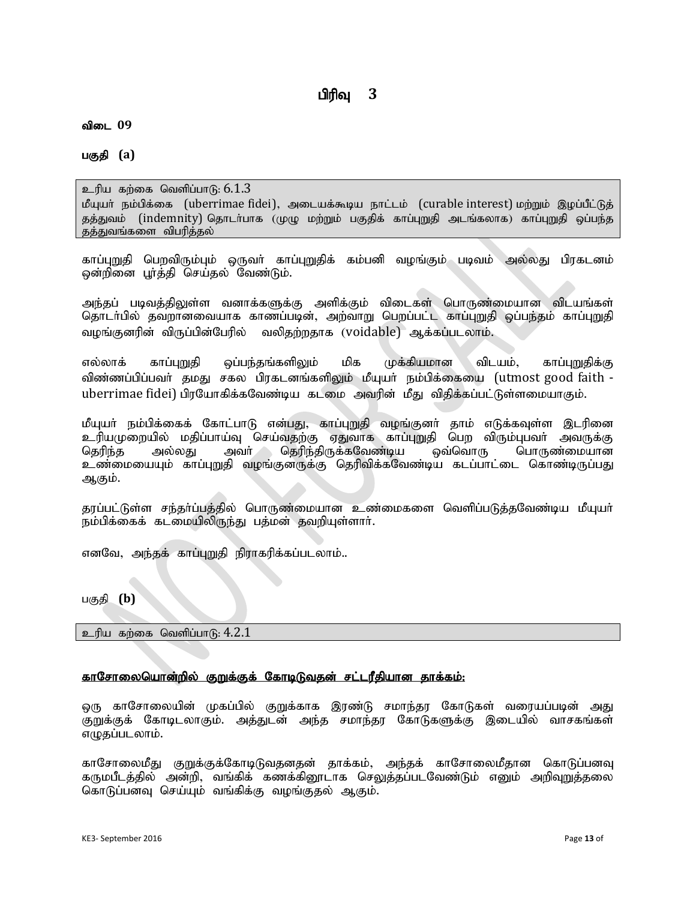## பிரிவு 3

**விடை 09**

**பகுதி (a)**

| உரிய கற்கை வெளிப்பாடு: 6.1.3 மீயுயர் நம்பிக்கை (uberrimae fidei), அடையக்கூடிய நாட்டம் (curable interest) மற்றும் இழப்பீட்டுத் தத்துவம் (indemnity) தொடர்பாக (முழு மற்றும் பகுதிக் காப்புறுதி அடங்கலாக) காப்புறுதி ஒப்பந்த தத்துவங்களை விபரித்தல் |
|---|

காப்புறுதி பெறவிரும்பும் ஒருவர் காப்புறுதிக் கம்பனி வழங்கும் படிவம் அல்லது பிரகடனம் ஒன்றினை பூர்த்தி செய்தல் வேண்டும்.

அந்தப் படிவத்திலுள்ள வனாக்களுக்கு அளிக்கும் விடைகள் பொருண்மையான விடயங்கள் தொடர்பில் தவறானவையாக காணப்படின், அற்வாறு பெறப்பட்ட காப்புறுதி ஒப்பந்தம் காப்புறுதி வழங்குனரின் விருப்பின்பேரில் வலிதற்றதாக (voidable) ஆக்கப்படலாம்.

எல்லாக் காப்புறுதி ஒப்பந்தங்களிலும் மிக முக்கியமான விடயம், காப்புறுதிக்கு விண்ணப்பிப்பவர் தமது சகல பிரகடனங்களிலும் மீயுயர் நம்பிக்கையை (utmost good faith - uberrimae fidei) பிரயோகிக்கவேண்டிய கடமை அவரின் மீது விதிக்கப்பட்டுள்ளமையாகும்.

மீயுயர் நம்பிக்கைக் கோட்பாடு என்பது, காப்புறுதி வழங்குனர் தாம் எடுக்கவுள்ள இடரினை உரியமுறையில் மதிப்பாய்வு செய்வதற்கு ஏதுவாக காப்புறுதி பெற விரும்புபவர் அவருக்கு தெரிந்த அல்லது அவர் தெரிந்திருக்கவேண்டிய ஒவ்வொரு பொருண்மையான உண்மையையும் காப்புறுதி வழங்குனருக்கு தெரிவிக்கவேண்டிய கடப்பாட்டை கொண்டிருப்பது ஆகும்.

தரப்பட்டுள்ள சந்தர்ப்பத்தில் பொருண்மையான உண்மைகளை வெளிப்படுத்தவேண்டிய மீயுயர் நம்பிக்கைக் கடமையிலிருந்து பத்மன் தவறியுள்ளார்.

எனவே, அந்தக் காப்புறுதி நிராகரிக்கப்படலாம்..

பகுதி **(b)**

| உரிய கற்கை வெளிப்பாடு: 4.2.1 |
|---|

**<u>காசோலையொன்றில் குறுக்குக் கோடிடுவதன் சட்டரீதியான தாக்கம்:</u>**

ஒரு காசோலையின் முகப்பில் குறுக்காக இரண்டு சமாந்தர கோடுகள் வரையப்படின் அது குறுக்குக் கோடிடலாகும். அத்துடன் அந்த சமாந்தர கோடுகளுக்கு இடையில் வாசகங்கள் எழுதப்படலாம்.

காசோலைமீது குறுக்குக்கோடிடுவதனதன் தாக்கம், அந்தக் காசோலைமீதான கொடுப்பனவு கருமபீடத்தில் அன்றி, வங்கிக் கணக்கினூடாக செலுத்தப்படவேண்டும் எனும் அறிவுறுத்தலை கொடுப்பனவு செய்யும் வங்கிக்கு வழங்குதல் ஆகும்.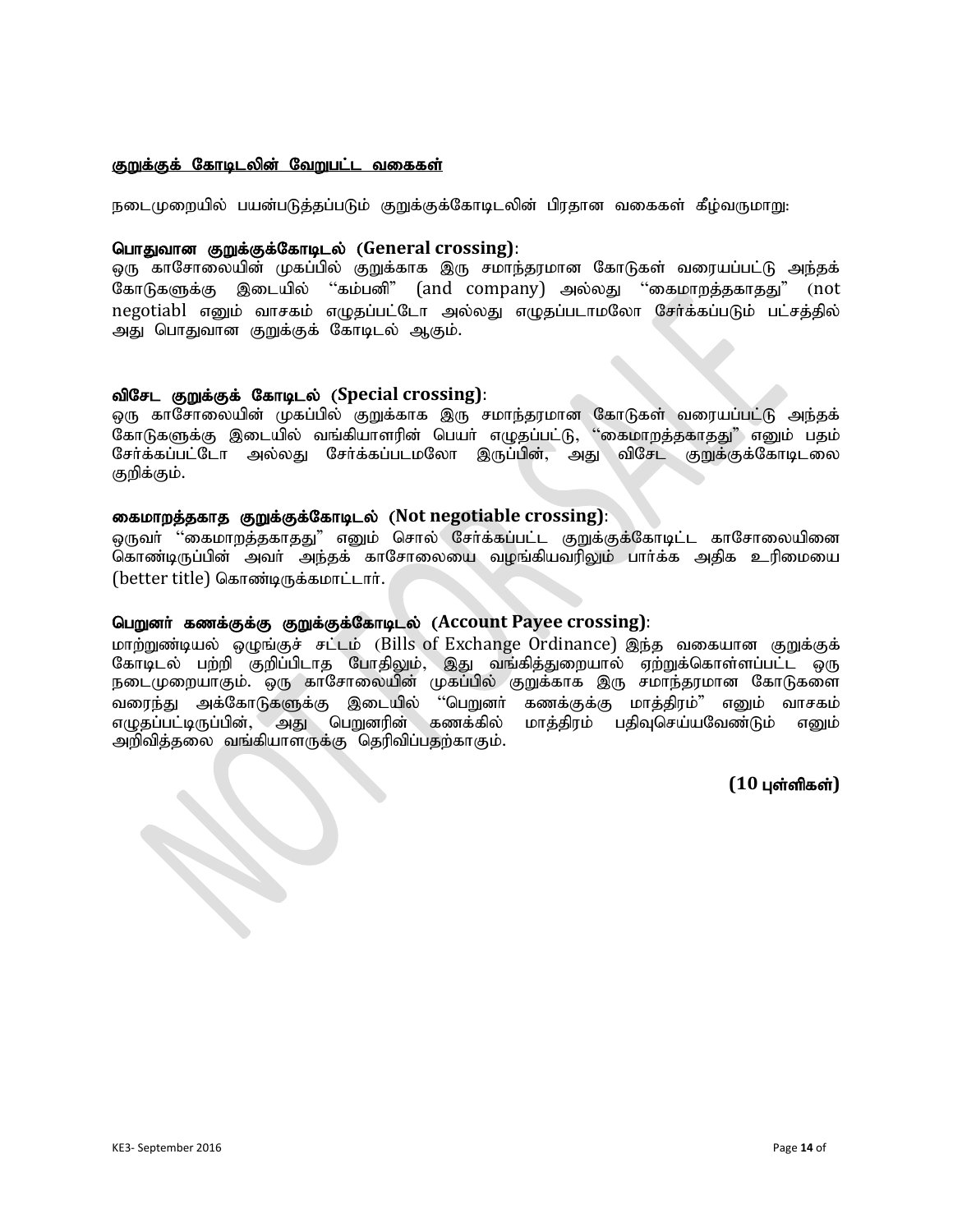**குறுக்குக் கோடிடலின் வேறுபட்ட வகைகள்**

நடைமுறையில் பயன்படுத்தப்படும் குறுக்குக்கோடிடலின் பிரதான வகைகள் கீழ்வருமாறு:

**பொதுவான குறுக்குக்கோடிடல் (General crossing)**:
ஒரு காசோலையின் முகப்பில் குறுக்காக இரு சமாந்தரமான கோடுகள் வரையப்பட்டு அந்தக் கோடுகளுக்கு இடையில் "கம்பனி" (and company) அல்லது "கைமாறத்தகாதது" (not negotiabl எனும் வாசகம் எழுதப்பட்டோ அல்லது எழுதப்படாமலோ சேர்க்கப்படும் பட்சத்தில் அது பொதுவான குறுக்குக் கோடிடல் ஆகும்.

**விசேட குறுக்குக் கோடிடல் (Special crossing)**:
ஒரு காசோலையின் முகப்பில் குறுக்காக இரு சமாந்தரமான கோடுகள் வரையப்பட்டு அந்தக் கோடுகளுக்கு இடையில் வங்கியாளரின் பெயர் எழுதப்பட்டு, "கைமாறத்தகாதது" எனும் பதம் சேர்க்கப்பட்டோ அல்லது சேர்க்கப்படமலோ இருப்பின், அது விசேட குறுக்குக்கோடிடலை குறிக்கும்.

**கைமாறத்தகாத குறுக்குக்கோடிடல் (Not negotiable crossing)**:
ஒருவர் "கைமாறத்தகாதது" எனும் சொல் சேர்க்கப்பட்ட குறுக்குக்கோடிட்ட காசோலையினை கொண்டிருப்பின் அவர் அந்தக் காசோலையை வழங்கியவரிலும் பார்க்க அதிக உரிமையை (better title) கொண்டிருக்கமாட்டார்.

**பெறுனர் கணக்குக்கு குறுக்குக்கோடிடல் (Account Payee crossing)**:
மாற்றுண்டியல் ஒழுங்குச் சட்டம் (Bills of Exchange Ordinance) இந்த வகையான குறுக்குக் கோடிடல் பற்றி குறிப்பிடாத போதிலும், இது வங்கித்துறையால் ஏற்றுக்கொள்ளப்பட்ட ஒரு நடைமுறையாகும். ஒரு காசோலையின் முகப்பில் குறுக்காக இரு சமாந்தரமான கோடுகளை வரைந்து அக்கோடுகளுக்கு இடையில் "பெறுனர் கணக்குக்கு மாத்திரம்" எனும் வாசகம் எழுதப்பட்டிருப்பின், அது பெறுனரின் கணக்கில் மாத்திரம் பதிவுசெய்யவேண்டும் எனும் அறிவித்தலை வங்கியாளருக்கு தெரிவிப்பதற்காகும்.

**(10 புள்ளிகள்)**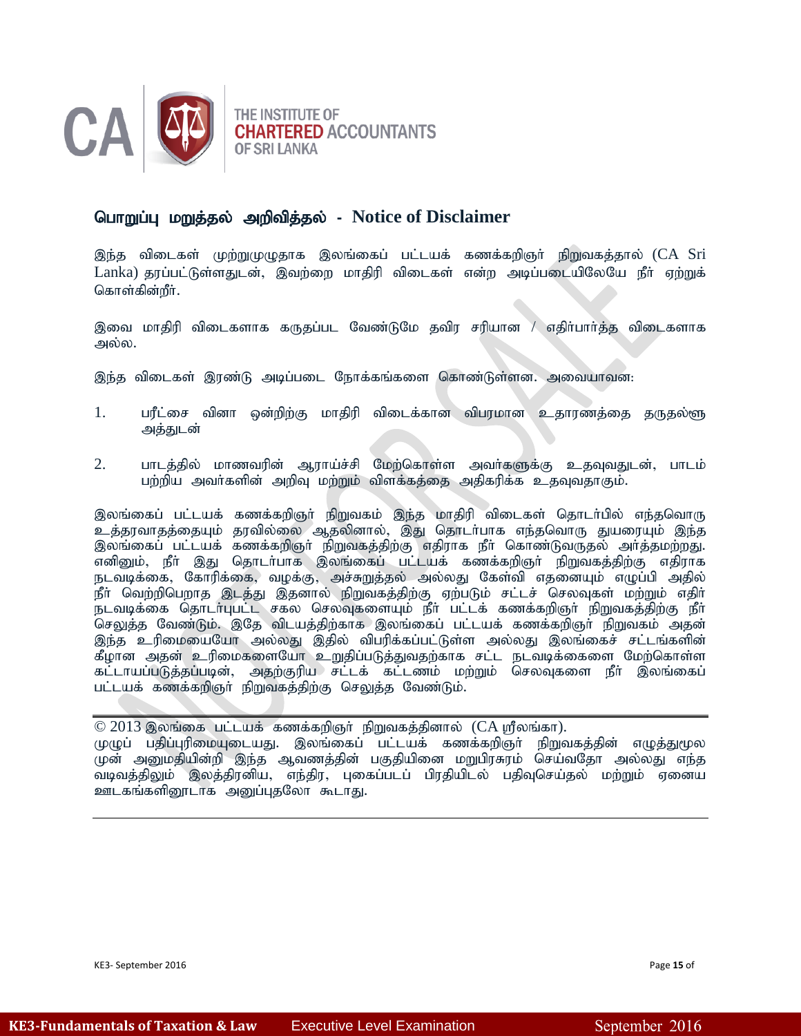THE INSTITUTE OF CHARTERED ACCOUNTANTS OF SRI LANKA

## பொறுப்பு மறுத்தல் அறிவித்தல் - Notice of Disclaimer

இந்த விடைகள் முற்றுமுழுதாக இலங்கைப் பட்டயக் கணக்கறிஞர் நிறுவகத்தால் (CA Sri Lanka) தரப்பட்டுள்ளதுடன், இவற்றை மாதிரி விடைகள் என்ற அடிப்படையிலேயே நீர் ஏற்றுக் கொள்கின்றீர்.

இவை மாதிரி விடைகளாக கருதப்பட வேண்டுமே தவிர சரியான / எதிர்பார்த்த விடைகளாக அல்ல.

இந்த விடைகள் இரண்டு அடிப்படை நோக்கங்களை கொண்டுள்ளன. அவையாவன:

1. பரீட்சை வினா ஒன்றிற்கு மாதிரி விடைக்கான விபரமான உதாரணத்தை தருதல்ளு அத்துடன்

2. பாடத்தில் மாணவரின் ஆராய்ச்சி மேற்கொள்ள அவர்களுக்கு உதவுவதுடன், பாடம் பற்றிய அவர்களின் அறிவு மற்றும் விளக்கத்தை அதிகரிக்க உதவுவதாகும்.

இலங்கைப் பட்டயக் கணக்கறிஞர் நிறுவகம் இந்த மாதிரி விடைகள் தொடர்பில் எந்தவொரு உத்தரவாதத்தையும் தரவில்லை ஆதலினால், இது தொடர்பாக எந்தவொரு துயரையும் இந்த இலங்கைப் பட்டயக் கணக்கறிஞர் நிறுவகத்திற்கு எதிராக நீர் கொண்டுவருதல் அர்த்தமற்றது. எனினும், நீர் இது தொடர்பாக இலங்கைப் பட்டயக் கணக்கறிஞர் நிறுவகத்திற்கு எதிராக நடவடிக்கை, கோரிக்கை, வழக்கு, அச்சுறுத்தல் அல்லது கேள்வி எதனையும் எழுப்பி அதில் நீர் வெற்றிபெறாத இடத்து இதனால் நிறுவகத்திற்கு ஏற்படும் சட்டச் செலவுகள் மற்றும் எதிர் நடவடிக்கை தொடர்புபட்ட சகல செலவுகளையும் நீர் பட்டக் கணக்கறிஞர் நிறுவகத்திற்கு நீர் செலுத்த வேண்டும். இதே விடயத்திற்காக இலங்கைப் பட்டயக் கணக்கறிஞர் நிறுவகம் அதன் இந்த உரிமையையோ அல்லது இதில் விபரிக்கப்பட்டுள்ள அல்லது இலங்கைச் சட்டங்களின் கீழான அதன் உரிமைகளையோ உறுதிப்படுத்துவதற்காக சட்ட நடவடிக்கைளை மேற்கொள்ள கட்டாயப்படுத்தப்படின், அதற்குரிய சட்டக் கட்டணம் மற்றும் செலவுகளை நீர் இலங்கைப் பட்டயக் கணக்கறிஞர் நிறுவகத்திற்கு செலுத்த வேண்டும்.

---

© 2013 இலங்கை பட்டயக் கணக்கறிஞர் நிறுவகத்தினால் (CA ஸ்ரீலங்கா).
முழுப் பதிப்புரிமையுடையது. இலங்கைப் பட்டயக் கணக்கறிஞர் நிறுவகத்தின் எழுத்துமூல முன் அனுமதியின்றி இந்த ஆவணத்தின் பகுதியினை மறுபிரசுரம் செய்வதோ அல்லது எந்த வடிவத்திலும் இலத்திரனிய, எந்திர, புகைப்படப் பிரதியிடல் பதிவுசெய்தல் மற்றும் ஏனைய ஊடகங்களினூடாக அனுப்புதலோ கூடாது.

---